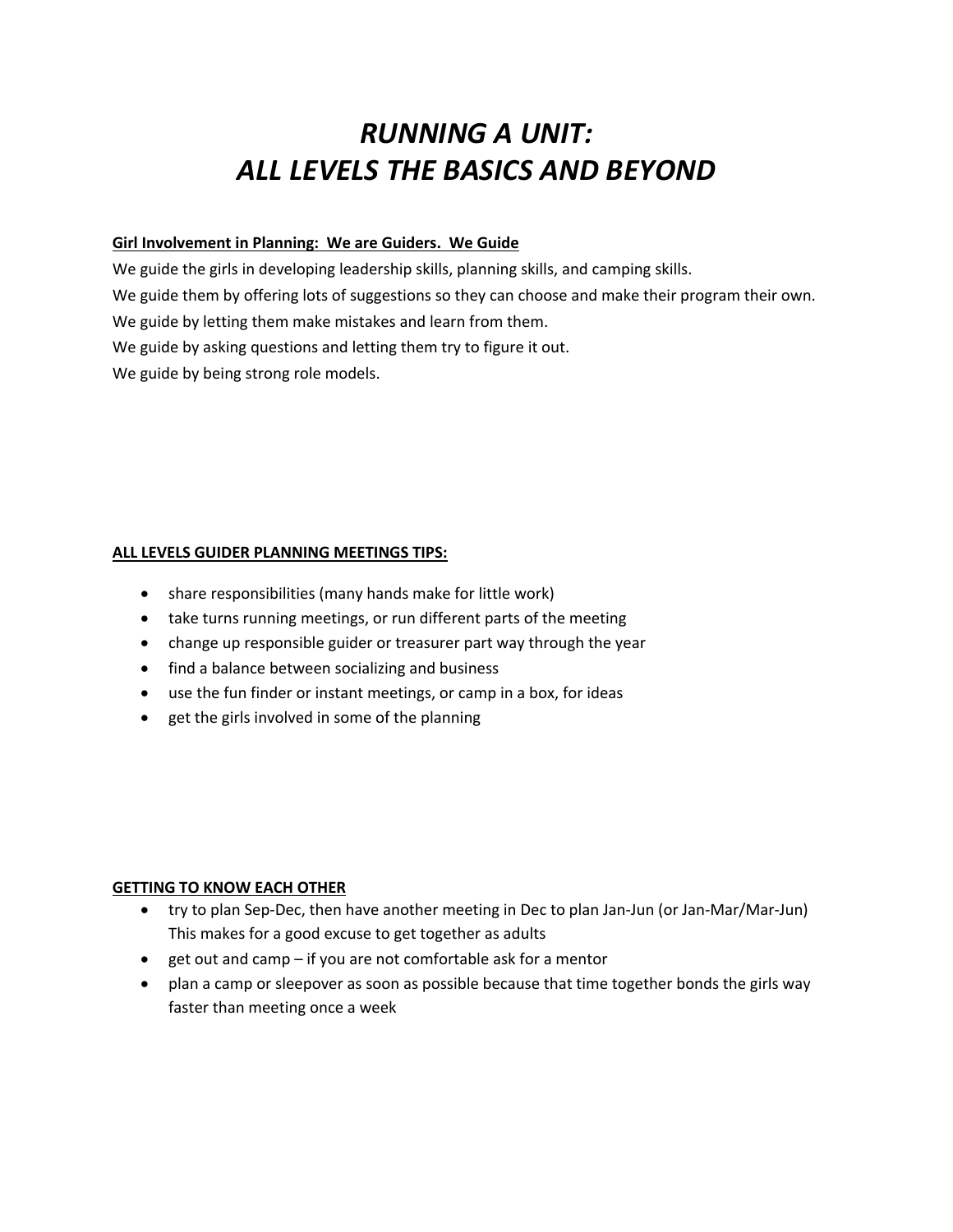# *RUNNING A UNIT: ALL LEVELS THE BASICS AND BEYOND*

**Girl Involvement in Planning: We are Guiders. We Guide**

We guide the girls in developing leadership skills, planning skills, and camping skills.

We guide them by offering lots of suggestions so they can choose and make their program their own.

We guide by letting them make mistakes and learn from them.

We guide by asking questions and letting them try to figure it out.

We guide by being strong role models.

**ALL LEVELS GUIDER PLANNING MEETINGS TIPS:**

- share responsibilities (many hands make for little work)
- take turns running meetings, or run different parts of the meeting
- change up responsible guider or treasurer part way through the year
- find a balance between socializing and business
- use the fun finder or instant meetings, or camp in a box, for ideas
- get the girls involved in some of the planning

**GETTING TO KNOW EACH OTHER**

- try to plan Sep-Dec, then have another meeting in Dec to plan Jan-Jun (or Jan-Mar/Mar-Jun) This makes for a good excuse to get together as adults
- get out and camp – if you are not comfortable ask for a mentor
- plan a camp or sleepover as soon as possible because that time together bonds the girls way faster than meeting once a week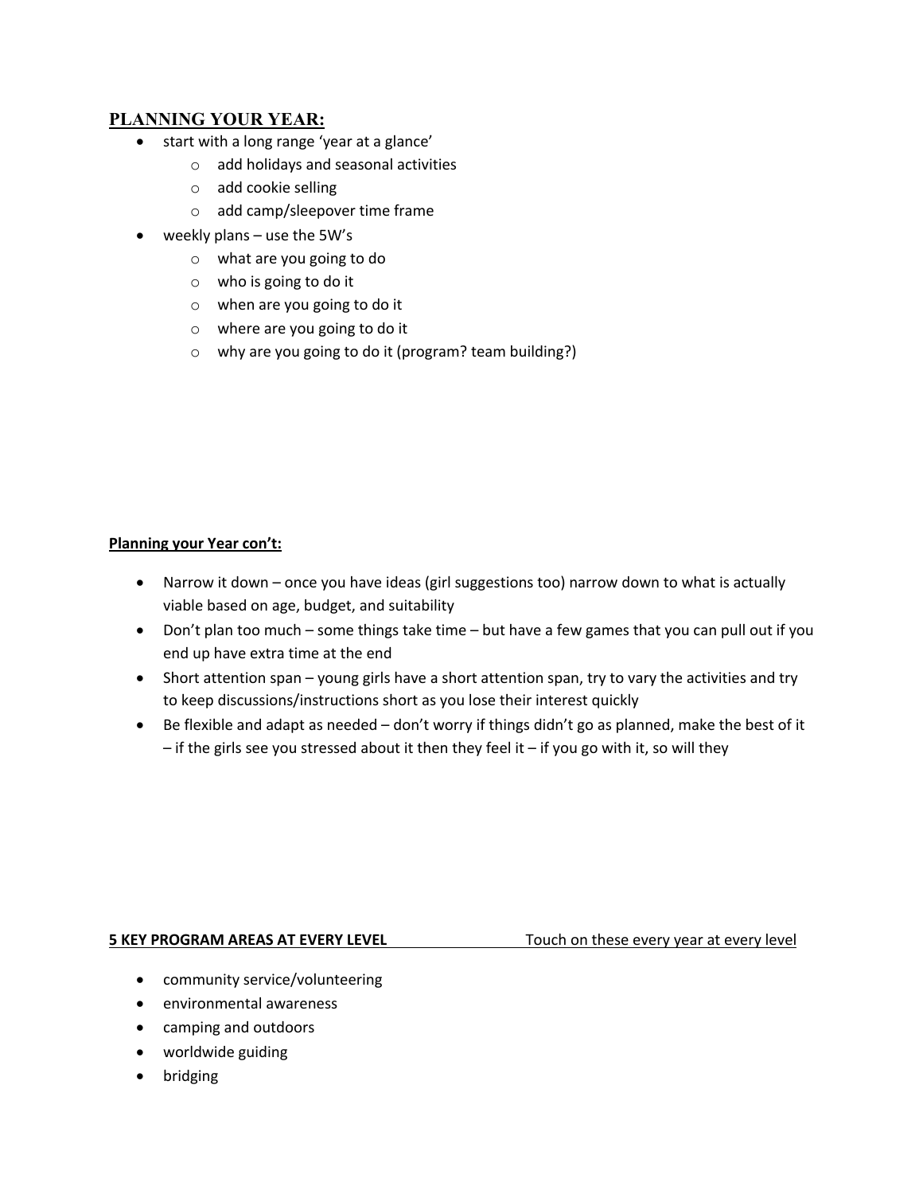## PLANNING YOUR YEAR:

- start with a long range 'year at a glance'
  - add holidays and seasonal activities
  - add cookie selling
  - add camp/sleepover time frame
- weekly plans – use the 5W's
  - what are you going to do
  - who is going to do it
  - when are you going to do it
  - where are you going to do it
  - why are you going to do it (program? team building?)

**Planning your Year con't:**

- Narrow it down – once you have ideas (girl suggestions too) narrow down to what is actually viable based on age, budget, and suitability
- Don't plan too much – some things take time – but have a few games that you can pull out if you end up have extra time at the end
- Short attention span – young girls have a short attention span, try to vary the activities and try to keep discussions/instructions short as you lose their interest quickly
- Be flexible and adapt as needed – don't worry if things didn't go as planned, make the best of it – if the girls see you stressed about it then they feel it – if you go with it, so will they

**5 KEY PROGRAM AREAS AT EVERY LEVEL** Touch on these every year at every level

- community service/volunteering
- environmental awareness
- camping and outdoors
- worldwide guiding
- bridging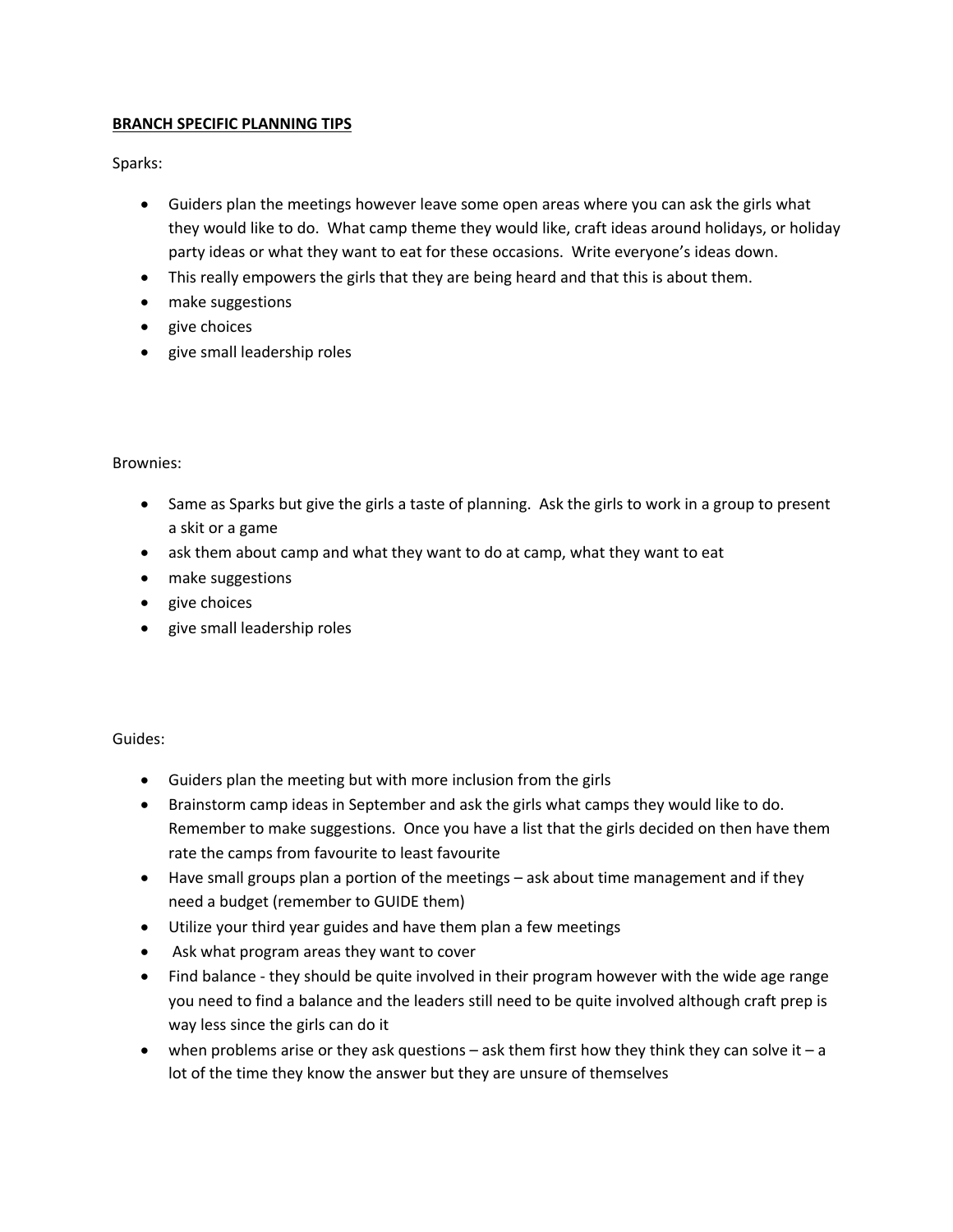**BRANCH SPECIFIC PLANNING TIPS**

Sparks:

- Guiders plan the meetings however leave some open areas where you can ask the girls what they would like to do. What camp theme they would like, craft ideas around holidays, or holiday party ideas or what they want to eat for these occasions. Write everyone's ideas down.
- This really empowers the girls that they are being heard and that this is about them.
- make suggestions
- give choices
- give small leadership roles

Brownies:

- Same as Sparks but give the girls a taste of planning. Ask the girls to work in a group to present a skit or a game
- ask them about camp and what they want to do at camp, what they want to eat
- make suggestions
- give choices
- give small leadership roles

Guides:

- Guiders plan the meeting but with more inclusion from the girls
- Brainstorm camp ideas in September and ask the girls what camps they would like to do. Remember to make suggestions. Once you have a list that the girls decided on then have them rate the camps from favourite to least favourite
- Have small groups plan a portion of the meetings – ask about time management and if they need a budget (remember to GUIDE them)
- Utilize your third year guides and have them plan a few meetings
- Ask what program areas they want to cover
- Find balance - they should be quite involved in their program however with the wide age range you need to find a balance and the leaders still need to be quite involved although craft prep is way less since the girls can do it
- when problems arise or they ask questions – ask them first how they think they can solve it – a lot of the time they know the answer but they are unsure of themselves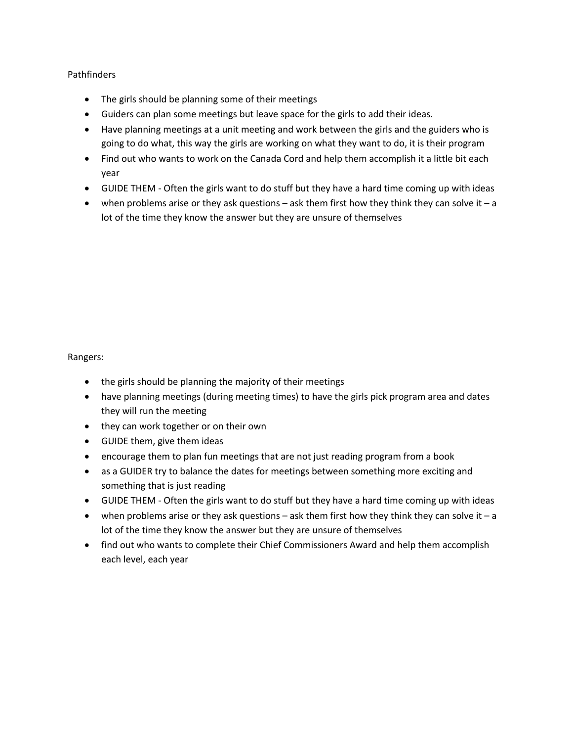Pathfinders

- The girls should be planning some of their meetings
- Guiders can plan some meetings but leave space for the girls to add their ideas.
- Have planning meetings at a unit meeting and work between the girls and the guiders who is going to do what, this way the girls are working on what they want to do, it is their program
- Find out who wants to work on the Canada Cord and help them accomplish it a little bit each year
- GUIDE THEM - Often the girls want to do stuff but they have a hard time coming up with ideas
- when problems arise or they ask questions – ask them first how they think they can solve it – a lot of the time they know the answer but they are unsure of themselves

Rangers:

- the girls should be planning the majority of their meetings
- have planning meetings (during meeting times) to have the girls pick program area and dates they will run the meeting
- they can work together or on their own
- GUIDE them, give them ideas
- encourage them to plan fun meetings that are not just reading program from a book
- as a GUIDER try to balance the dates for meetings between something more exciting and something that is just reading
- GUIDE THEM - Often the girls want to do stuff but they have a hard time coming up with ideas
- when problems arise or they ask questions – ask them first how they think they can solve it – a lot of the time they know the answer but they are unsure of themselves
- find out who wants to complete their Chief Commissioners Award and help them accomplish each level, each year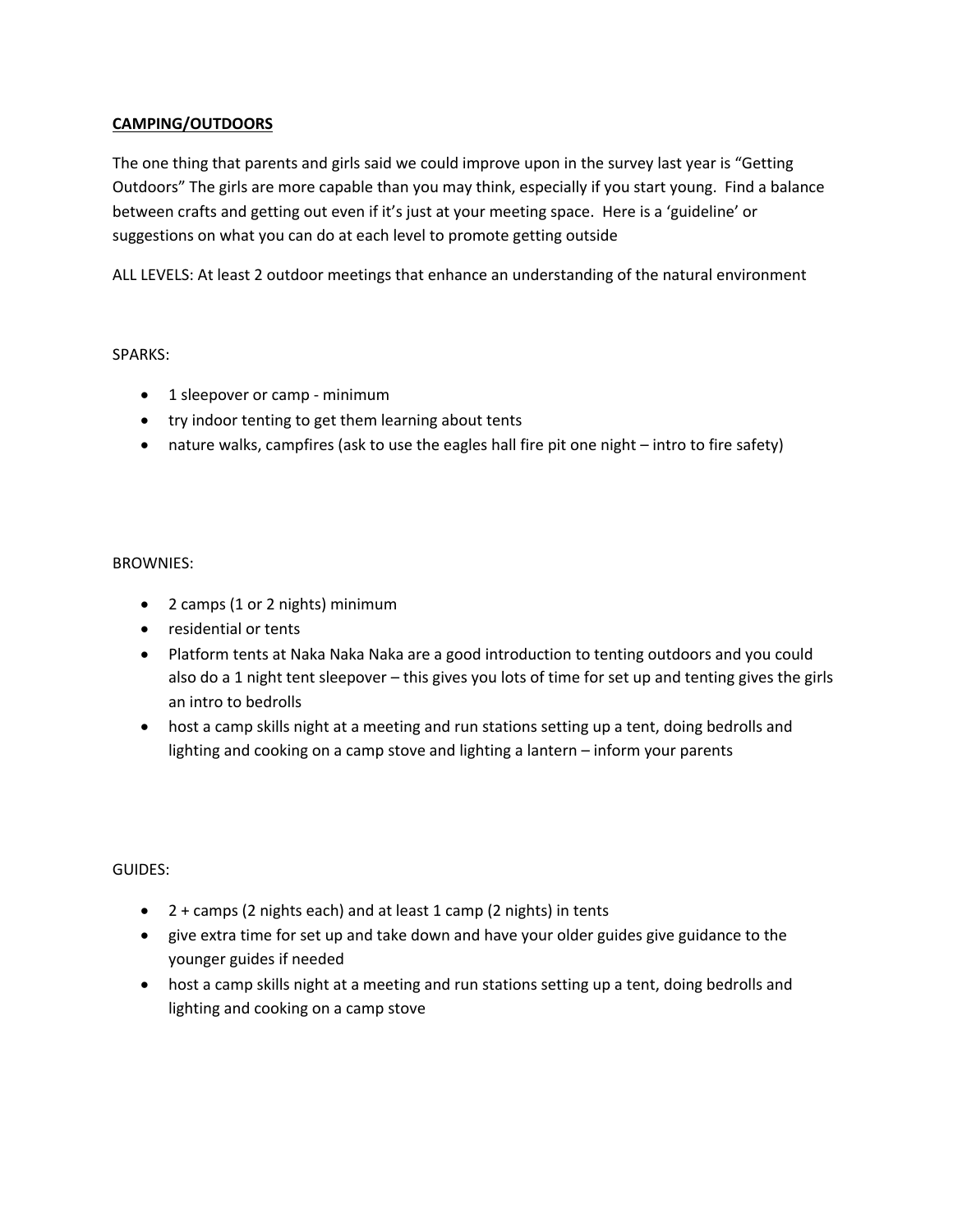**CAMPING/OUTDOORS**

The one thing that parents and girls said we could improve upon in the survey last year is "Getting Outdoors" The girls are more capable than you may think, especially if you start young. Find a balance between crafts and getting out even if it's just at your meeting space. Here is a 'guideline' or suggestions on what you can do at each level to promote getting outside

ALL LEVELS: At least 2 outdoor meetings that enhance an understanding of the natural environment

SPARKS:

- 1 sleepover or camp - minimum
- try indoor tenting to get them learning about tents
- nature walks, campfires (ask to use the eagles hall fire pit one night – intro to fire safety)

BROWNIES:

- 2 camps (1 or 2 nights) minimum
- residential or tents
- Platform tents at Naka Naka Naka are a good introduction to tenting outdoors and you could also do a 1 night tent sleepover – this gives you lots of time for set up and tenting gives the girls an intro to bedrolls
- host a camp skills night at a meeting and run stations setting up a tent, doing bedrolls and lighting and cooking on a camp stove and lighting a lantern – inform your parents

GUIDES:

- 2 + camps (2 nights each) and at least 1 camp (2 nights) in tents
- give extra time for set up and take down and have your older guides give guidance to the younger guides if needed
- host a camp skills night at a meeting and run stations setting up a tent, doing bedrolls and lighting and cooking on a camp stove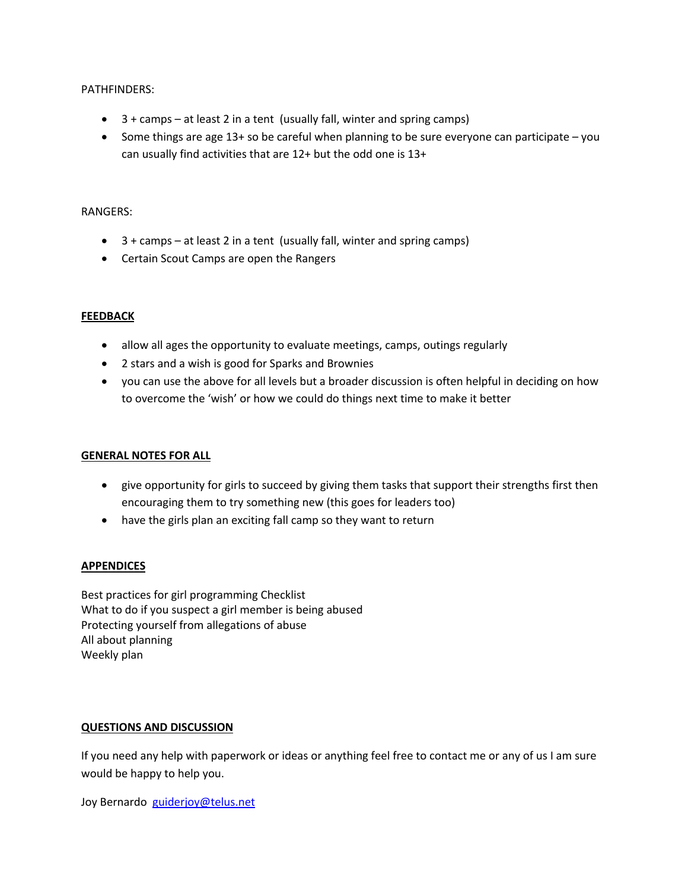PATHFINDERS:

- 3 + camps – at least 2 in a tent (usually fall, winter and spring camps)
- Some things are age 13+ so be careful when planning to be sure everyone can participate – you can usually find activities that are 12+ but the odd one is 13+

RANGERS:

- 3 + camps – at least 2 in a tent (usually fall, winter and spring camps)
- Certain Scout Camps are open the Rangers

**FEEDBACK**

- allow all ages the opportunity to evaluate meetings, camps, outings regularly
- 2 stars and a wish is good for Sparks and Brownies
- you can use the above for all levels but a broader discussion is often helpful in deciding on how to overcome the 'wish' or how we could do things next time to make it better

**GENERAL NOTES FOR ALL**

- give opportunity for girls to succeed by giving them tasks that support their strengths first then encouraging them to try something new (this goes for leaders too)
- have the girls plan an exciting fall camp so they want to return

**APPENDICES**

Best practices for girl programming Checklist
What to do if you suspect a girl member is being abused
Protecting yourself from allegations of abuse
All about planning
Weekly plan

**QUESTIONS AND DISCUSSION**

If you need any help with paperwork or ideas or anything feel free to contact me or any of us I am sure would be happy to help you.

Joy Bernardo guiderjoy@telus.net